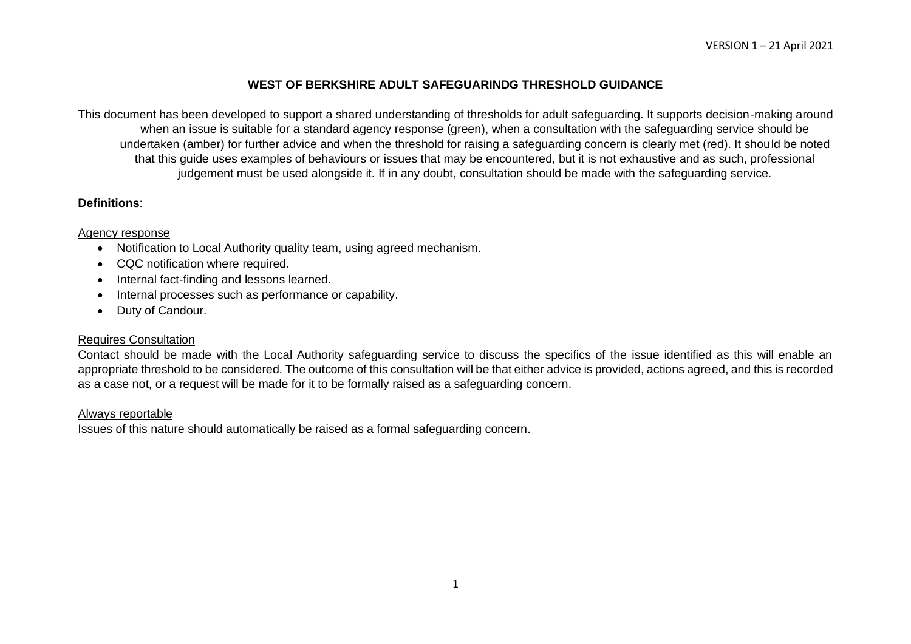VERSION 1 – 21 April 2021

# WEST OF BERKSHIRE ADULT SAFEGUARINDG THRESHOLD GUIDANCE

This document has been developed to support a shared understanding of thresholds for adult safeguarding. It supports decision-making around when an issue is suitable for a standard agency response (green), when a consultation with the safeguarding service should be undertaken (amber) for further advice and when the threshold for raising a safeguarding concern is clearly met (red). It should be noted that this guide uses examples of behaviours or issues that may be encountered, but it is not exhaustive and as such, professional judgement must be used alongside it. If in any doubt, consultation should be made with the safeguarding service.

**Definitions**:

Agency response

- Notification to Local Authority quality team, using agreed mechanism.
- CQC notification where required.
- Internal fact-finding and lessons learned.
- Internal processes such as performance or capability.
- Duty of Candour.

Requires Consultation

Contact should be made with the Local Authority safeguarding service to discuss the specifics of the issue identified as this will enable an appropriate threshold to be considered. The outcome of this consultation will be that either advice is provided, actions agreed, and this is recorded as a case not, or a request will be made for it to be formally raised as a safeguarding concern.

Always reportable

Issues of this nature should automatically be raised as a formal safeguarding concern.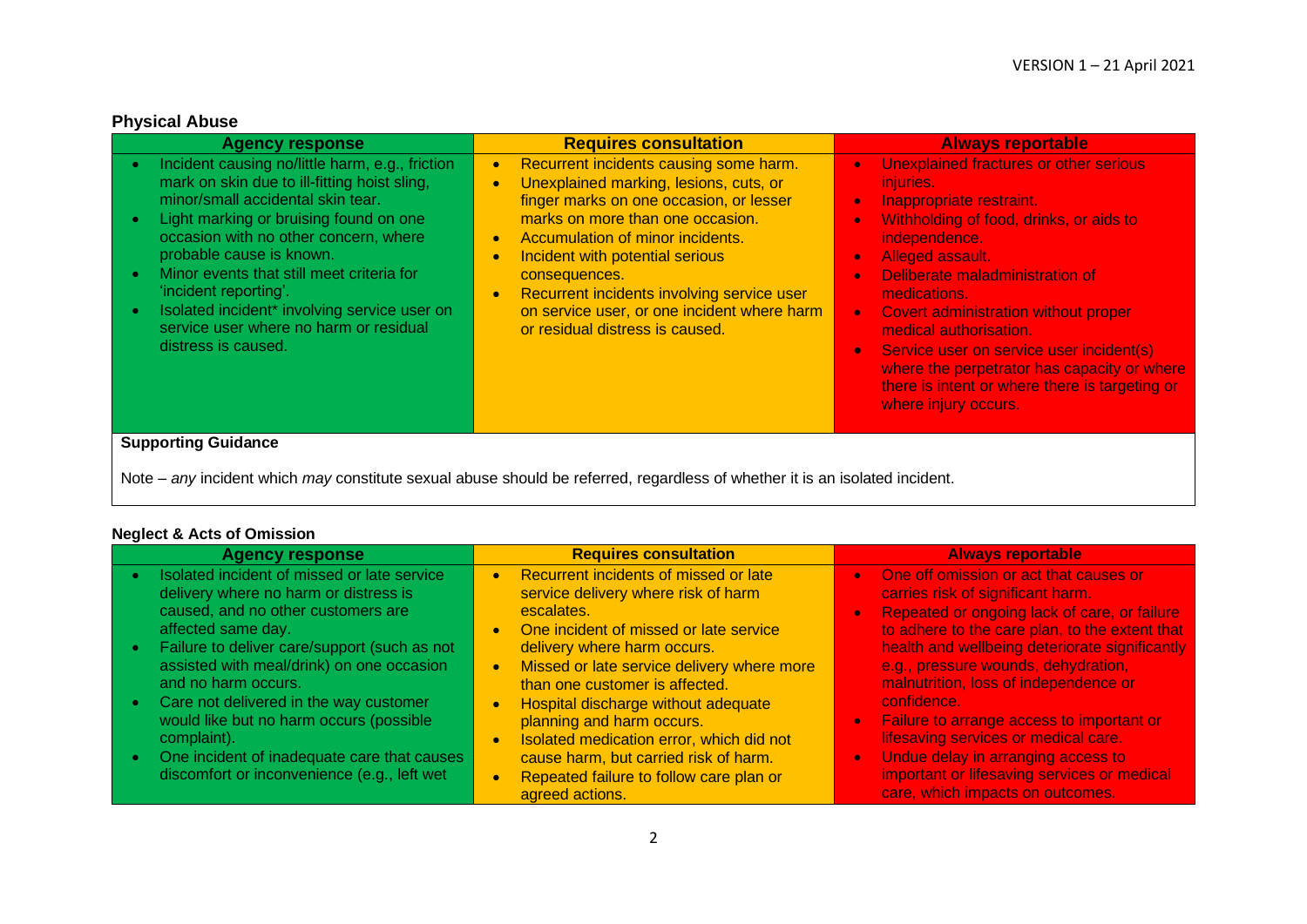### Physical Abuse

| Agency response | Requires consultation | Always reportable |
|---|---|---|
| • Incident causing no/little harm, e.g., friction mark on skin due to ill-fitting hoist sling, minor/small accidental skin tear.<br>• Light marking or bruising found on one occasion with no other concern, where probable cause is known.<br>• Minor events that still meet criteria for 'incident reporting'.<br>• Isolated incident* involving service user on service user where no harm or residual distress is caused. | • Recurrent incidents causing some harm.<br>• Unexplained marking, lesions, cuts, or finger marks on one occasion, or lesser marks on more than one occasion.<br>• Accumulation of minor incidents.<br>• Incident with potential serious consequences.<br>• Recurrent incidents involving service user on service user, or one incident where harm or residual distress is caused. | • Unexplained fractures or other serious injuries.<br>• Inappropriate restraint.<br>• Withholding of food, drinks, or aids to independence.<br>• Alleged assault.<br>• Deliberate maladministration of medications.<br>• Covert administration without proper medical authorisation.<br>• Service user on service user incident(s) where the perpetrator has capacity or where there is intent or where there is targeting or where injury occurs. |

**Supporting Guidance**

Note – *any* incident which *may* constitute sexual abuse should be referred, regardless of whether it is an isolated incident.

### Neglect & Acts of Omission

| Agency response | Requires consultation | Always reportable |
|---|---|---|
| • Isolated incident of missed or late service delivery where no harm or distress is caused, and no other customers are affected same day.<br>• Failure to deliver care/support (such as not assisted with meal/drink) on one occasion and no harm occurs.<br>• Care not delivered in the way customer would like but no harm occurs (possible complaint).<br>• One incident of inadequate care that causes discomfort or inconvenience (e.g., left wet | • Recurrent incidents of missed or late service delivery where risk of harm escalates.<br>• One incident of missed or late service delivery where harm occurs.<br>• Missed or late service delivery where more than one customer is affected.<br>• Hospital discharge without adequate planning and harm occurs.<br>• Isolated medication error, which did not cause harm, but carried risk of harm.<br>• Repeated failure to follow care plan or agreed actions. | • One off omission or act that causes or carries risk of significant harm.<br>• Repeated or ongoing lack of care, or failure to adhere to the care plan, to the extent that health and wellbeing deteriorate significantly e.g., pressure wounds, dehydration, malnutrition, loss of independence or confidence.<br>• Failure to arrange access to important or lifesaving services or medical care.<br>• Undue delay in arranging access to important or lifesaving services or medical care, which impacts on outcomes. |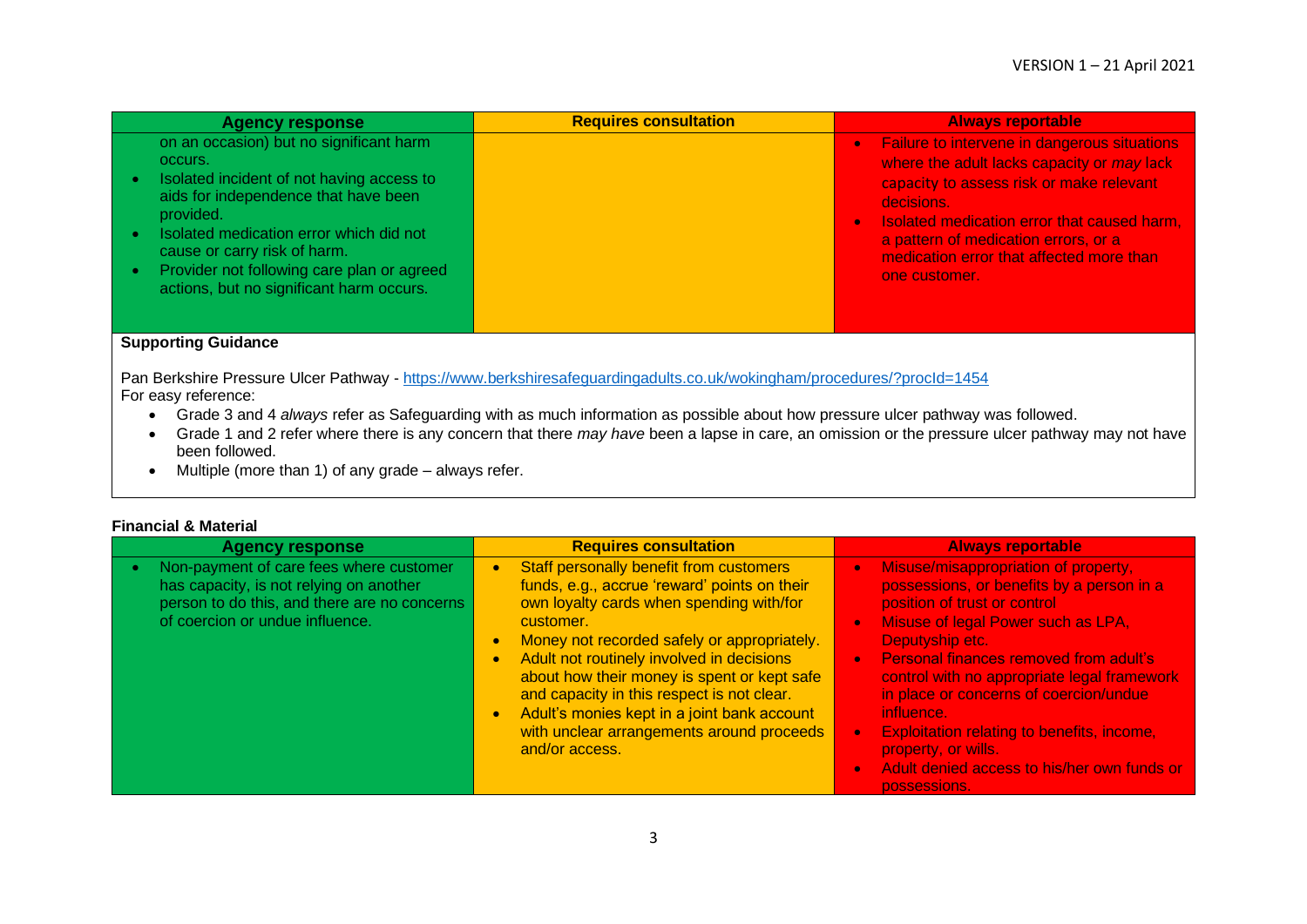| Agency response | Requires consultation | Always reportable |
| --- | --- | --- |
| on an occasion) but no significant harm occurs.<br>• Isolated incident of not having access to aids for independence that have been provided.<br>• Isolated medication error which did not cause or carry risk of harm.<br>• Provider not following care plan or agreed actions, but no significant harm occurs. | | • Failure to intervene in dangerous situations where the adult lacks capacity or *may* lack capacity to assess risk or make relevant decisions.<br>• Isolated medication error that caused harm, a pattern of medication errors, or a medication error that affected more than one customer. |

**Supporting Guidance**

Pan Berkshire Pressure Ulcer Pathway - https://www.berkshiresafeguardingadults.co.uk/wokingham/procedures/?procId=1454
For easy reference:

- Grade 3 and 4 *always* refer as Safeguarding with as much information as possible about how pressure ulcer pathway was followed.
- Grade 1 and 2 refer where there is any concern that there *may have* been a lapse in care, an omission or the pressure ulcer pathway may not have been followed.
- Multiple (more than 1) of any grade – always refer.

**Financial & Material**

| Agency response | Requires consultation | Always reportable |
| --- | --- | --- |
| • Non-payment of care fees where customer has capacity, is not relying on another person to do this, and there are no concerns of coercion or undue influence. | • Staff personally benefit from customers funds, e.g., accrue 'reward' points on their own loyalty cards when spending with/for customer.<br>• Money not recorded safely or appropriately.<br>• Adult not routinely involved in decisions about how their money is spent or kept safe and capacity in this respect is not clear.<br>• Adult's monies kept in a joint bank account with unclear arrangements around proceeds and/or access. | • Misuse/misappropriation of property, possessions, or benefits by a person in a position of trust or control<br>• Misuse of legal Power such as LPA, Deputyship etc.<br>• Personal finances removed from adult's control with no appropriate legal framework in place or concerns of coercion/undue influence.<br>• Exploitation relating to benefits, income, property, or wills.<br>• Adult denied access to his/her own funds or possessions. |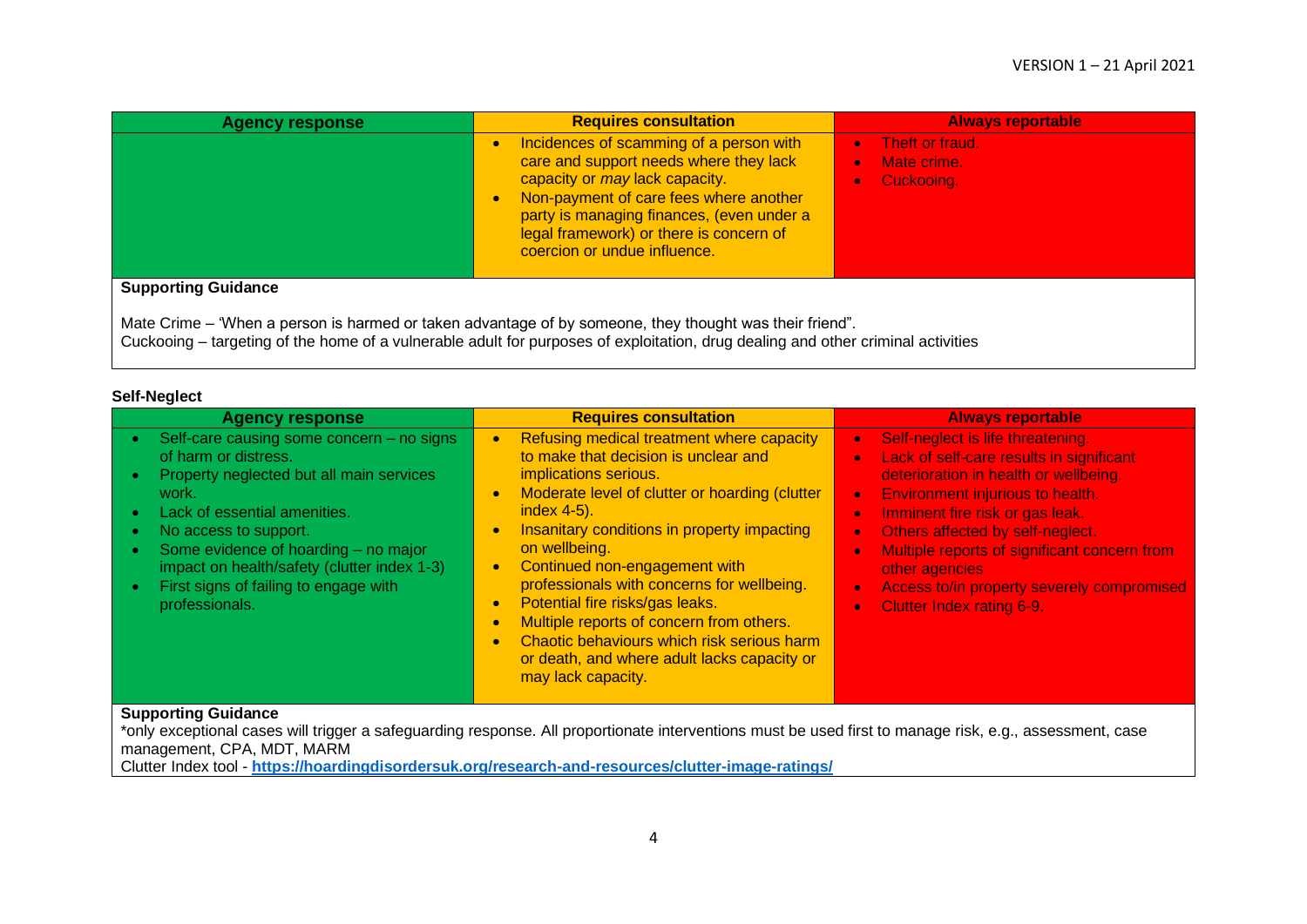| Agency response | Requires consultation | Always reportable |
| --- | --- | --- |
| | • Incidences of scamming of a person with care and support needs where they lack capacity or *may* lack capacity.<br>• Non-payment of care fees where another party is managing finances, (even under a legal framework) or there is concern of coercion or undue influence. | • Theft or fraud.<br>• Mate crime.<br>• Cuckooing. |

**Supporting Guidance**

Mate Crime – 'When a person is harmed or taken advantage of by someone, they thought was their friend".
Cuckooing – targeting of the home of a vulnerable adult for purposes of exploitation, drug dealing and other criminal activities

**Self-Neglect**

| Agency response | Requires consultation | Always reportable |
| --- | --- | --- |
| • Self-care causing some concern – no signs of harm or distress.<br>• Property neglected but all main services work.<br>• Lack of essential amenities.<br>• No access to support.<br>• Some evidence of hoarding – no major impact on health/safety (clutter index 1-3)<br>• First signs of failing to engage with professionals. | • Refusing medical treatment where capacity to make that decision is unclear and implications serious.<br>• Moderate level of clutter or hoarding (clutter index 4-5).<br>• Insanitary conditions in property impacting on wellbeing.<br>• Continued non-engagement with professionals with concerns for wellbeing.<br>• Potential fire risks/gas leaks.<br>• Multiple reports of concern from others.<br>• Chaotic behaviours which risk serious harm or death, and where adult lacks capacity or may lack capacity. | • Self-neglect is life threatening.<br>• Lack of self-care results in significant deterioration in health or wellbeing.<br>• Environment injurious to health.<br>• Imminent fire risk or gas leak.<br>• Others affected by self-neglect.<br>• Multiple reports of significant concern from other agencies<br>• Access to/in property severely compromised<br>• Clutter Index rating 6-9. |

**Supporting Guidance**
*only exceptional cases will trigger a safeguarding response. All proportionate interventions must be used first to manage risk, e.g., assessment, case management, CPA, MDT, MARM
Clutter Index tool - **https://hoardingdisordersuk.org/research-and-resources/clutter-image-ratings/**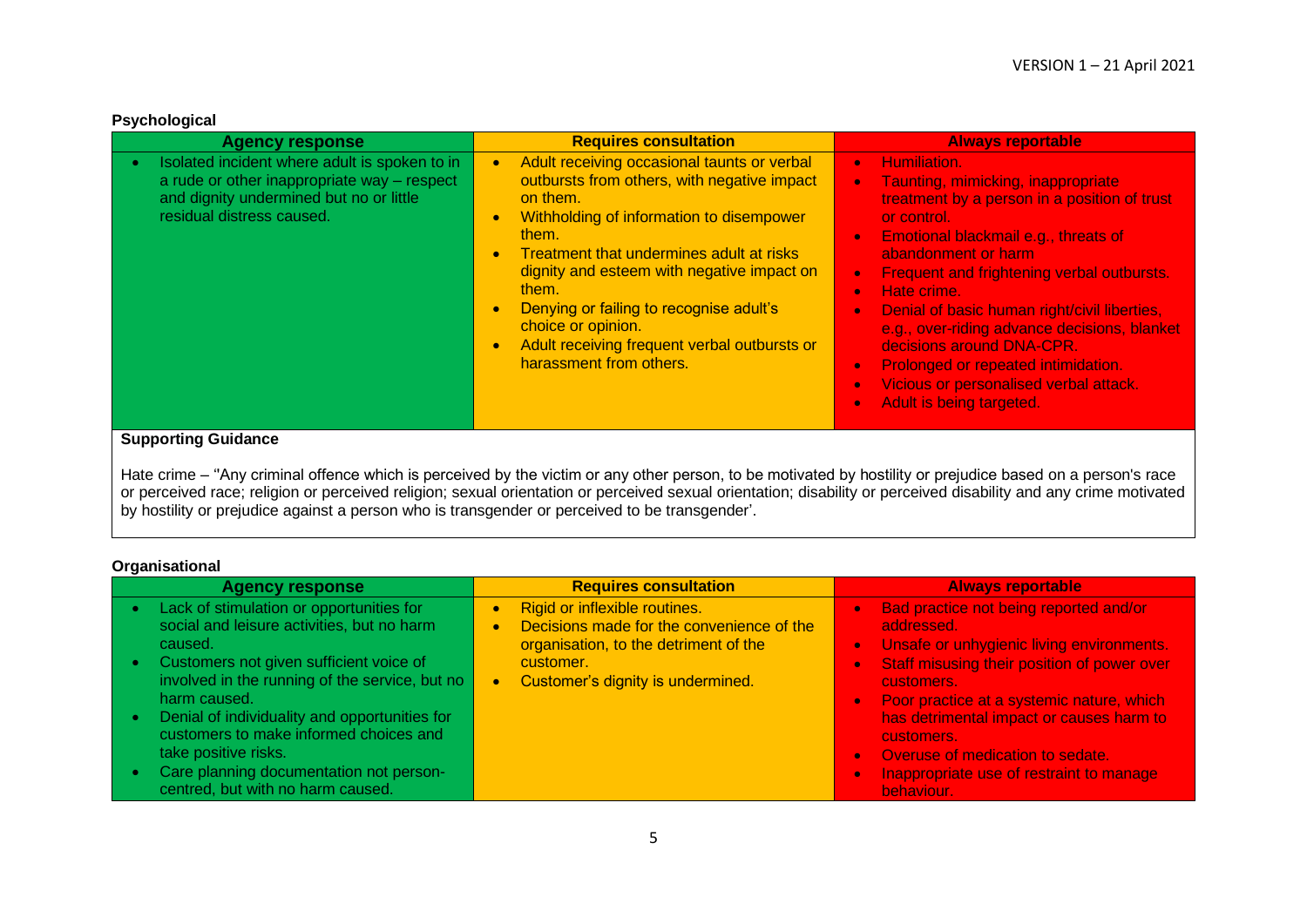**Psychological**

| Agency response | Requires consultation | Always reportable |
|---|---|---|
| • Isolated incident where adult is spoken to in a rude or other inappropriate way – respect and dignity undermined but no or little residual distress caused. | • Adult receiving occasional taunts or verbal outbursts from others, with negative impact on them.<br>• Withholding of information to disempower them.<br>• Treatment that undermines adult at risks dignity and esteem with negative impact on them.<br>• Denying or failing to recognise adult's choice or opinion.<br>• Adult receiving frequent verbal outbursts or harassment from others. | • Humiliation.<br>• Taunting, mimicking, inappropriate treatment by a person in a position of trust or control.<br>• Emotional blackmail e.g., threats of abandonment or harm<br>• Frequent and frightening verbal outbursts.<br>• Hate crime.<br>• Denial of basic human right/civil liberties, e.g., over-riding advance decisions, blanket decisions around DNA-CPR.<br>• Prolonged or repeated intimidation.<br>• Vicious or personalised verbal attack.<br>• Adult is being targeted. |

**Supporting Guidance**

Hate crime – "Any criminal offence which is perceived by the victim or any other person, to be motivated by hostility or prejudice based on a person's race or perceived race; religion or perceived religion; sexual orientation or perceived sexual orientation; disability or perceived disability and any crime motivated by hostility or prejudice against a person who is transgender or perceived to be transgender'.

**Organisational**

| Agency response | Requires consultation | Always reportable |
|---|---|---|
| • Lack of stimulation or opportunities for social and leisure activities, but no harm caused.<br>• Customers not given sufficient voice of involved in the running of the service, but no harm caused.<br>• Denial of individuality and opportunities for customers to make informed choices and take positive risks.<br>• Care planning documentation not person-centred, but with no harm caused. | • Rigid or inflexible routines.<br>• Decisions made for the convenience of the organisation, to the detriment of the customer.<br>• Customer's dignity is undermined. | • Bad practice not being reported and/or addressed.<br>• Unsafe or unhygienic living environments.<br>• Staff misusing their position of power over customers.<br>• Poor practice at a systemic nature, which has detrimental impact or causes harm to customers.<br>• Overuse of medication to sedate.<br>• Inappropriate use of restraint to manage behaviour. |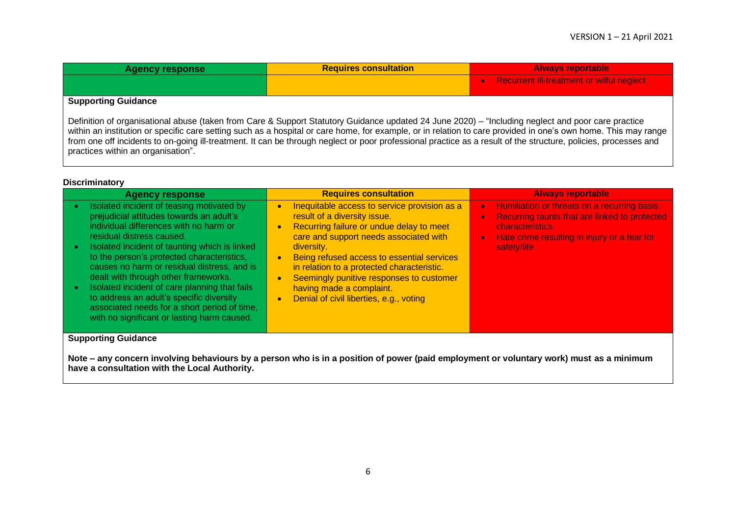| Agency response | Requires consultation | Always reportable |
| --- | --- | --- |
| | | • Recurrent ill-treatment or wilful neglect. |

**Supporting Guidance**

Definition of organisational abuse (taken from Care & Support Statutory Guidance updated 24 June 2020) – "Including neglect and poor care practice within an institution or specific care setting such as a hospital or care home, for example, or in relation to care provided in one's own home. This may range from one off incidents to on-going ill-treatment. It can be through neglect or poor professional practice as a result of the structure, policies, processes and practices within an organisation".

**Discriminatory**

| Agency response | Requires consultation | Always reportable |
| --- | --- | --- |
| • Isolated incident of teasing motivated by prejudicial attitudes towards an adult's individual differences with no harm or residual distress caused.<br>• Isolated incident of taunting which is linked to the person's protected characteristics, causes no harm or residual distress, and is dealt with through other frameworks.<br>• Isolated incident of care planning that fails to address an adult's specific diversity associated needs for a short period of time, with no significant or lasting harm caused. | • Inequitable access to service provision as a result of a diversity issue.<br>• Recurring failure or undue delay to meet care and support needs associated with diversity.<br>• Being refused access to essential services in relation to a protected characteristic.<br>• Seemingly punitive responses to customer having made a complaint.<br>• Denial of civil liberties, e.g., voting | • Humiliation or threats on a recurring basis.<br>• Recurring taunts that are linked to protected characteristics.<br>• Hate crime resulting in injury or a fear for safety/life. |

**Supporting Guidance**

**Note – any concern involving behaviours by a person who is in a position of power (paid employment or voluntary work) must as a minimum have a consultation with the Local Authority.**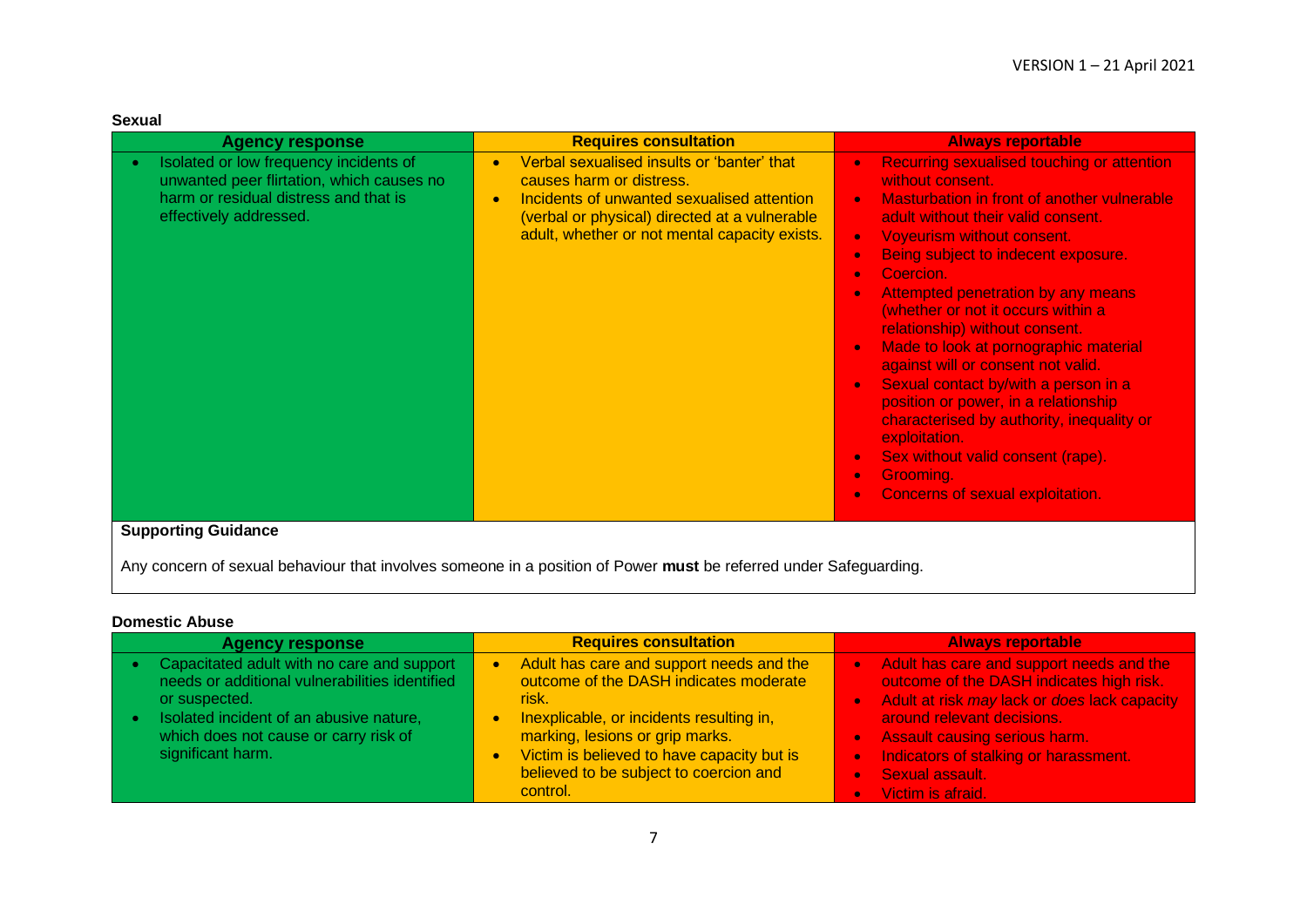**Sexual**

| Agency response | Requires consultation | Always reportable |
|---|---|---|
| • Isolated or low frequency incidents of unwanted peer flirtation, which causes no harm or residual distress and that is effectively addressed. | • Verbal sexualised insults or 'banter' that causes harm or distress.<br>• Incidents of unwanted sexualised attention (verbal or physical) directed at a vulnerable adult, whether or not mental capacity exists. | • Recurring sexualised touching or attention without consent.<br>• Masturbation in front of another vulnerable adult without their valid consent.<br>• Voyeurism without consent.<br>• Being subject to indecent exposure.<br>• Coercion.<br>• Attempted penetration by any means (whether or not it occurs within a relationship) without consent.<br>• Made to look at pornographic material against will or consent not valid.<br>• Sexual contact by/with a person in a position or power, in a relationship characterised by authority, inequality or exploitation.<br>• Sex without valid consent (rape).<br>• Grooming.<br>• Concerns of sexual exploitation. |

**Supporting Guidance**

Any concern of sexual behaviour that involves someone in a position of Power **must** be referred under Safeguarding.

**Domestic Abuse**

| Agency response | Requires consultation | Always reportable |
|---|---|---|
| • Capacitated adult with no care and support needs or additional vulnerabilities identified or suspected.<br>• Isolated incident of an abusive nature, which does not cause or carry risk of significant harm. | • Adult has care and support needs and the outcome of the DASH indicates moderate risk.<br>• Inexplicable, or incidents resulting in, marking, lesions or grip marks.<br>• Victim is believed to have capacity but is believed to be subject to coercion and control. | • Adult has care and support needs and the outcome of the DASH indicates high risk.<br>• Adult at risk *may* lack or *does* lack capacity around relevant decisions.<br>• Assault causing serious harm.<br>• Indicators of stalking or harassment.<br>• Sexual assault.<br>• Victim is afraid. |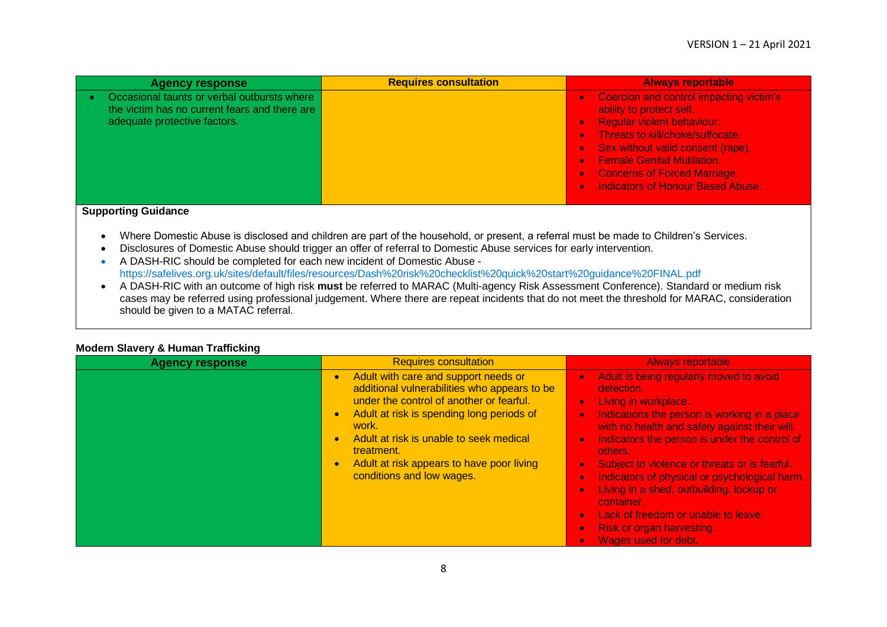| Agency response | Requires consultation | Always reportable |
|---|---|---|
| • Occasional taunts or verbal outbursts where the victim has no current fears and there are adequate protective factors. | | • Coercion and control impacting victim's ability to protect self.<br>• Regular violent behaviour.<br>• Threats to kill/choke/suffocate.<br>• Sex without valid consent (rape).<br>• Female Genital Mutilation.<br>• Concerns of Forced Marriage.<br>• Indicators of Honour Based Abuse. |

**Supporting Guidance**

- Where Domestic Abuse is disclosed and children are part of the household, or present, a referral must be made to Children's Services.
- Disclosures of Domestic Abuse should trigger an offer of referral to Domestic Abuse services for early intervention.
- A DASH-RIC should be completed for each new incident of Domestic Abuse - https://safelives.org.uk/sites/default/files/resources/Dash%20risk%20checklist%20quick%20start%20guidance%20FINAL.pdf
- A DASH-RIC with an outcome of high risk **must** be referred to MARAC (Multi-agency Risk Assessment Conference). Standard or medium risk cases may be referred using professional judgement. Where there are repeat incidents that do not meet the threshold for MARAC, consideration should be given to a MATAC referral.

**Modern Slavery & Human Trafficking**

| Agency response | Requires consultation | Always reportable |
|---|---|---|
| | • Adult with care and support needs or additional vulnerabilities who appears to be under the control of another or fearful.<br>• Adult at risk is spending long periods of work.<br>• Adult at risk is unable to seek medical treatment.<br>• Adult at risk appears to have poor living conditions and low wages. | • Adult is being regularly moved to avoid detection.<br>• Living in workplace.<br>• Indications the person is working in a place with no health and safety against their will.<br>• Indicators the person is under the control of others.<br>• Subject to violence or threats or is fearful.<br>• Indicators of physical or psychological harm.<br>• Living in a shed, outbuilding, lockup or container.<br>• Lack of freedom or unable to leave.<br>• Risk or organ harvesting.<br>• Wages used for debt. |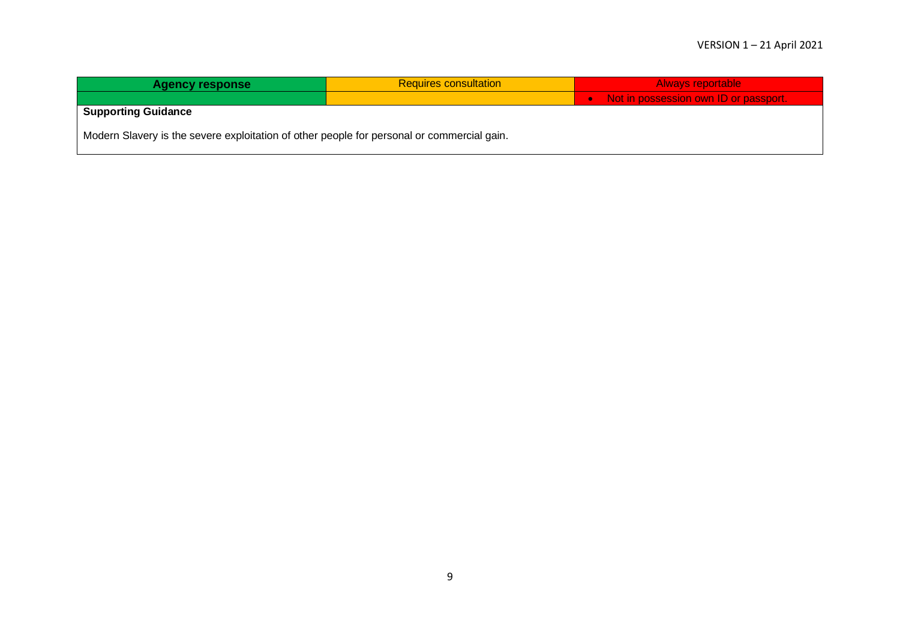| Agency response | Requires consultation | Always reportable |
|---|---|---|
| | | • Not in possession own ID or passport. |

**Supporting Guidance**

Modern Slavery is the severe exploitation of other people for personal or commercial gain.